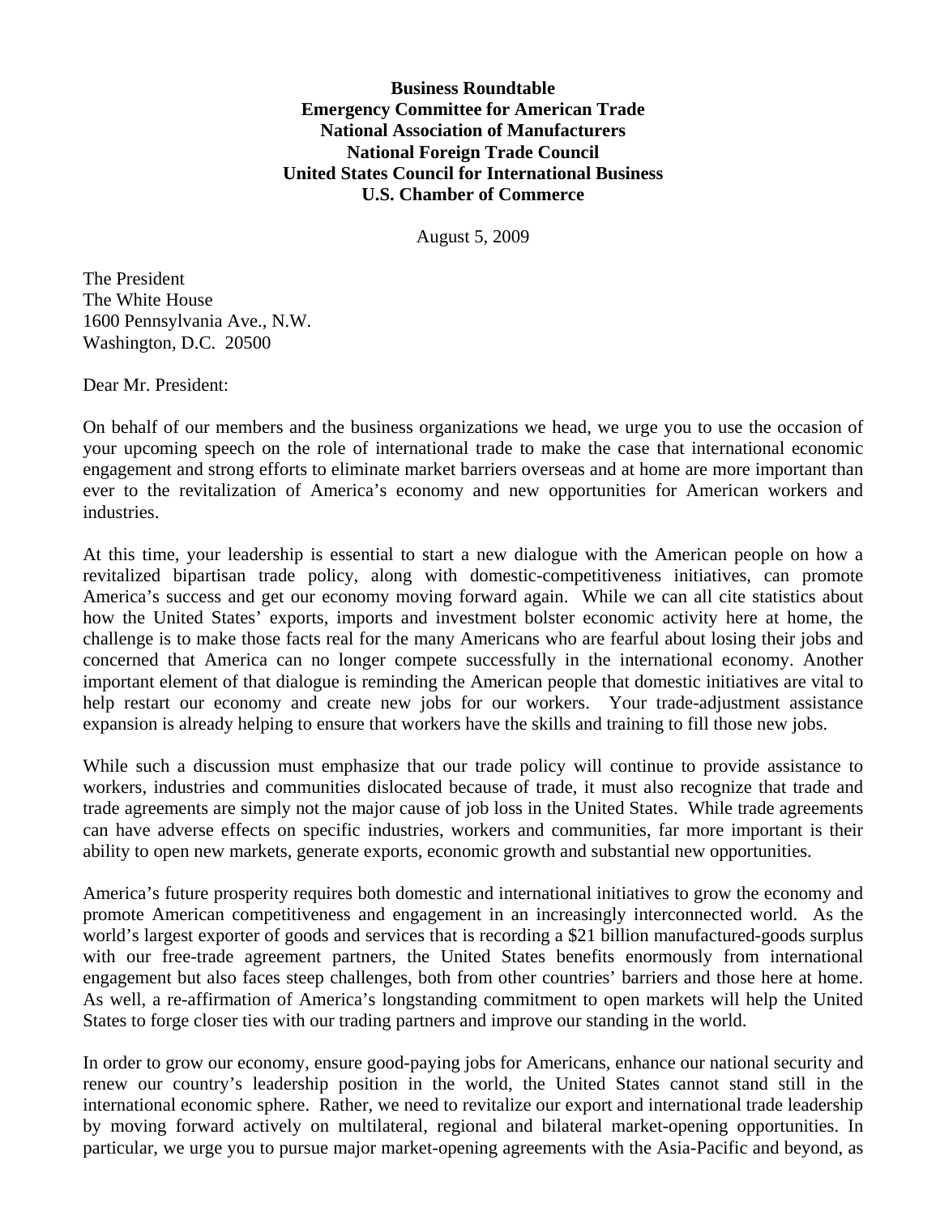**Business Roundtable**
**Emergency Committee for American Trade**
**National Association of Manufacturers**
**National Foreign Trade Council**
**United States Council for International Business**
**U.S. Chamber of Commerce**

August 5, 2009

The President
The White House
1600 Pennsylvania Ave., N.W.
Washington, D.C. 20500

Dear Mr. President:

On behalf of our members and the business organizations we head, we urge you to use the occasion of your upcoming speech on the role of international trade to make the case that international economic engagement and strong efforts to eliminate market barriers overseas and at home are more important than ever to the revitalization of America's economy and new opportunities for American workers and industries.

At this time, your leadership is essential to start a new dialogue with the American people on how a revitalized bipartisan trade policy, along with domestic-competitiveness initiatives, can promote America's success and get our economy moving forward again. While we can all cite statistics about how the United States' exports, imports and investment bolster economic activity here at home, the challenge is to make those facts real for the many Americans who are fearful about losing their jobs and concerned that America can no longer compete successfully in the international economy. Another important element of that dialogue is reminding the American people that domestic initiatives are vital to help restart our economy and create new jobs for our workers. Your trade-adjustment assistance expansion is already helping to ensure that workers have the skills and training to fill those new jobs.

While such a discussion must emphasize that our trade policy will continue to provide assistance to workers, industries and communities dislocated because of trade, it must also recognize that trade and trade agreements are simply not the major cause of job loss in the United States. While trade agreements can have adverse effects on specific industries, workers and communities, far more important is their ability to open new markets, generate exports, economic growth and substantial new opportunities.

America's future prosperity requires both domestic and international initiatives to grow the economy and promote American competitiveness and engagement in an increasingly interconnected world. As the world's largest exporter of goods and services that is recording a $21 billion manufactured-goods surplus with our free-trade agreement partners, the United States benefits enormously from international engagement but also faces steep challenges, both from other countries' barriers and those here at home. As well, a re-affirmation of America's longstanding commitment to open markets will help the United States to forge closer ties with our trading partners and improve our standing in the world.

In order to grow our economy, ensure good-paying jobs for Americans, enhance our national security and renew our country's leadership position in the world, the United States cannot stand still in the international economic sphere. Rather, we need to revitalize our export and international trade leadership by moving forward actively on multilateral, regional and bilateral market-opening opportunities. In particular, we urge you to pursue major market-opening agreements with the Asia-Pacific and beyond, as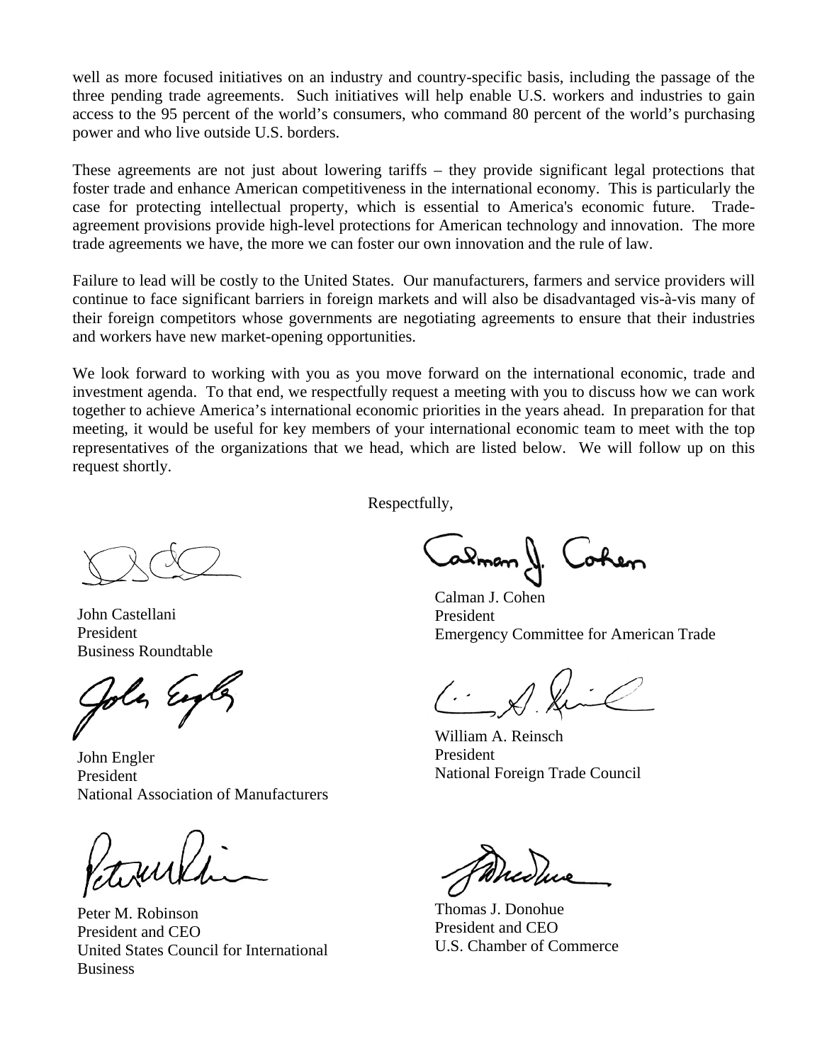well as more focused initiatives on an industry and country-specific basis, including the passage of the three pending trade agreements. Such initiatives will help enable U.S. workers and industries to gain access to the 95 percent of the world's consumers, who command 80 percent of the world's purchasing power and who live outside U.S. borders.

These agreements are not just about lowering tariffs – they provide significant legal protections that foster trade and enhance American competitiveness in the international economy. This is particularly the case for protecting intellectual property, which is essential to America's economic future. Trade-agreement provisions provide high-level protections for American technology and innovation. The more trade agreements we have, the more we can foster our own innovation and the rule of law.

Failure to lead will be costly to the United States. Our manufacturers, farmers and service providers will continue to face significant barriers in foreign markets and will also be disadvantaged vis-à-vis many of their foreign competitors whose governments are negotiating agreements to ensure that their industries and workers have new market-opening opportunities.

We look forward to working with you as you move forward on the international economic, trade and investment agenda. To that end, we respectfully request a meeting with you to discuss how we can work together to achieve America's international economic priorities in the years ahead. In preparation for that meeting, it would be useful for key members of your international economic team to meet with the top representatives of the organizations that we head, which are listed below. We will follow up on this request shortly.

Respectfully,

John Castellani
President
Business Roundtable

Calman J. Cohen
President
Emergency Committee for American Trade

John Engler
President
National Association of Manufacturers

William A. Reinsch
President
National Foreign Trade Council

Peter M. Robinson
President and CEO
United States Council for International Business

Thomas J. Donohue
President and CEO
U.S. Chamber of Commerce